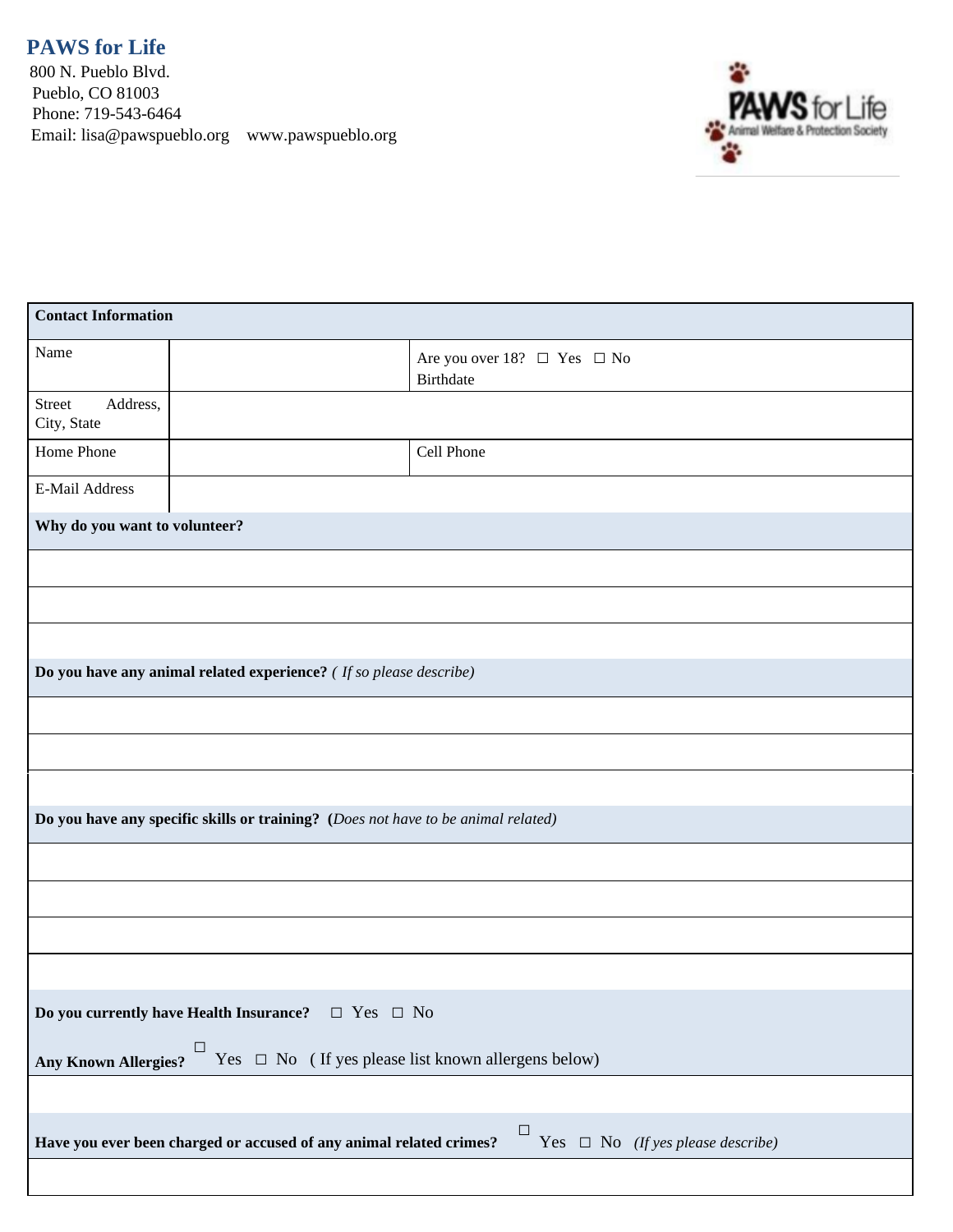# PAWS for Life

800 N. Pueblo Blvd.
Pueblo, CO 81003
Phone: 719-543-6464
Email: lisa@pawspueblo.org  www.pawspueblo.org

| **Contact Information** | | |
|---|---|---|
| Name | | Are you over 18? ☐ Yes ☐ No<br>Birthdate |
| Street Address, City, State | | |
| Home Phone | | Cell Phone |
| E-Mail Address | | |

**Why do you want to volunteer?**

&nbsp;

**Do you have any animal related experience?** *( If so please describe)*

&nbsp;

**Do you have any specific skills or training? (***Does not have to be animal related)*

&nbsp;

**Do you currently have Health Insurance?** ☐ Yes ☐ No

**Any Known Allergies?** ☐ Yes ☐ No ( If yes please list known allergens below)

&nbsp;

**Have you ever been charged or accused of any animal related crimes?** ☐ Yes ☐ No *(If yes please describe)*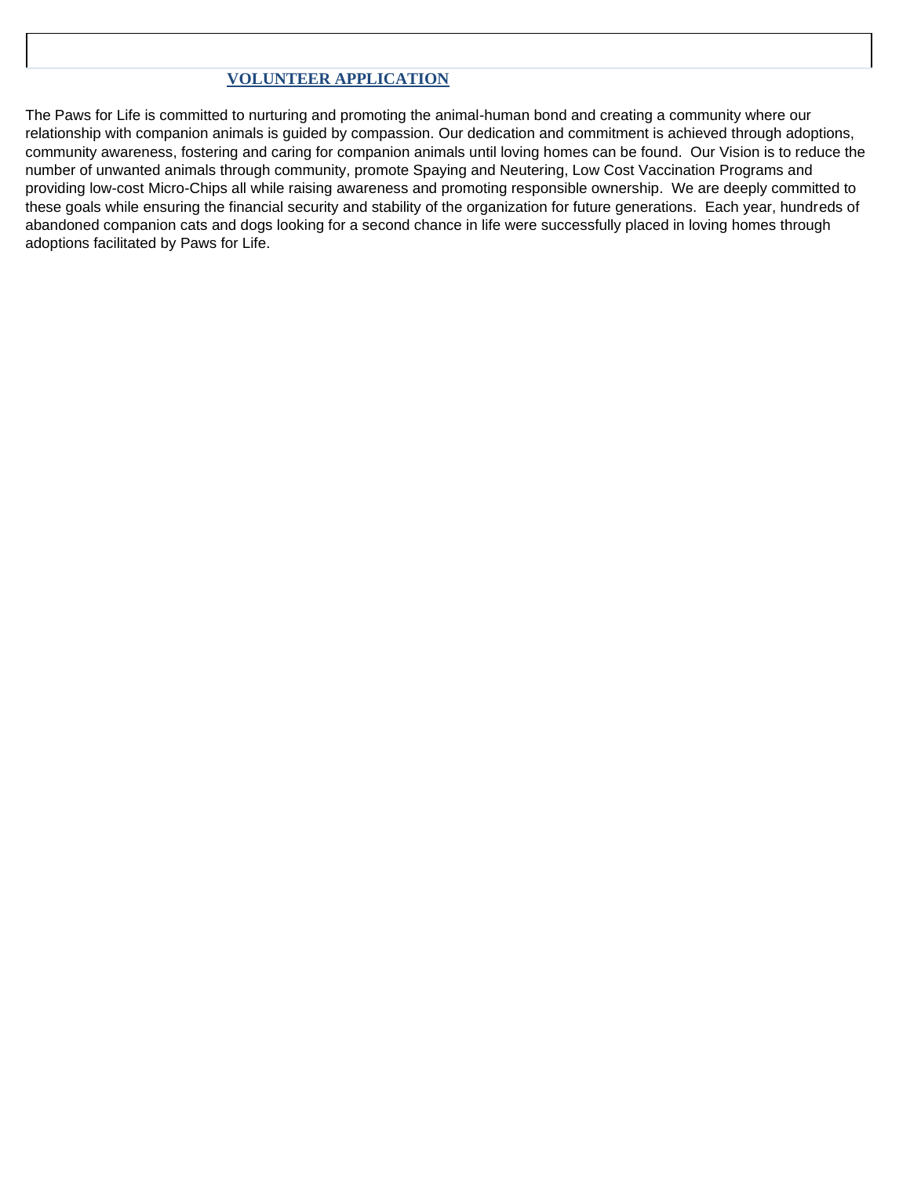## VOLUNTEER APPLICATION

The Paws for Life is committed to nurturing and promoting the animal-human bond and creating a community where our relationship with companion animals is guided by compassion. Our dedication and commitment is achieved through adoptions, community awareness, fostering and caring for companion animals until loving homes can be found. Our Vision is to reduce the number of unwanted animals through community, promote Spaying and Neutering, Low Cost Vaccination Programs and providing low-cost Micro-Chips all while raising awareness and promoting responsible ownership. We are deeply committed to these goals while ensuring the financial security and stability of the organization for future generations. Each year, hundreds of abandoned companion cats and dogs looking for a second chance in life were successfully placed in loving homes through adoptions facilitated by Paws for Life.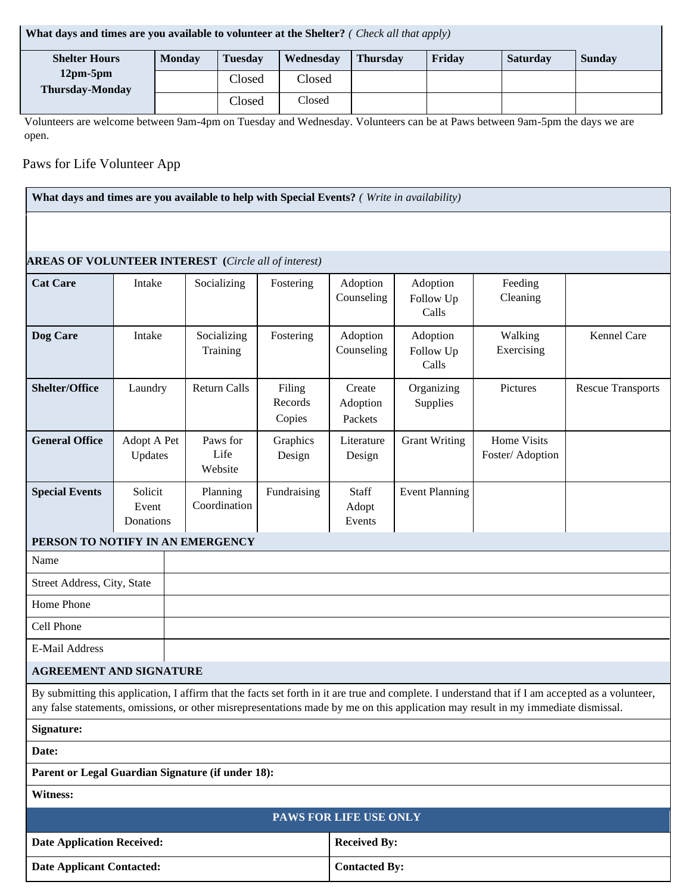| What days and times are you available to volunteer at the Shelter? *( Check all that apply)* | | | | | | | |
|---|---|---|---|---|---|---|---|
| **Shelter Hours 12pm-5pm Thursday-Monday** | **Monday** | **Tuesday** | **Wednesday** | **Thursday** | **Friday** | **Saturday** | **Sunday** |
| | | Closed | Closed | | | | |
| | | Closed | Closed | | | | |

Volunteers are welcome between 9am-4pm on Tuesday and Wednesday. Volunteers can be at Paws between 9am-5pm the days we are open.

Paws for Life Volunteer App

**What days and times are you available to help with Special Events?** *( Write in availability)*

**AREAS OF VOLUNTEER INTEREST** (*Circle all of interest)*

| | | | | | | | |
|---|---|---|---|---|---|---|---|
| **Cat Care** | Intake | Socializing | Fostering | Adoption Counseling | Adoption Follow Up Calls | Feeding Cleaning | |
| **Dog Care** | Intake | Socializing Training | Fostering | Adoption Counseling | Adoption Follow Up Calls | Walking Exercising | Kennel Care |
| **Shelter/Office** | Laundry | Return Calls | Filing Records Copies | Create Adoption Packets | Organizing Supplies | Pictures | Rescue Transports |
| **General Office** | Adopt A Pet Updates | Paws for Life Website | Graphics Design | Literature Design | Grant Writing | Home Visits Foster/ Adoption | |
| **Special Events** | Solicit Event Donations | Planning Coordination | Fundraising | Staff Adopt Events | Event Planning | | |

**PERSON TO NOTIFY IN AN EMERGENCY**

| | |
|---|---|
| Name | |
| Street Address, City, State | |
| Home Phone | |
| Cell Phone | |
| E-Mail Address | |

**AGREEMENT AND SIGNATURE**

By submitting this application, I affirm that the facts set forth in it are true and complete. I understand that if I am accepted as a volunteer, any false statements, omissions, or other misrepresentations made by me on this application may result in my immediate dismissal.

**Signature:**

**Date:**

**Parent or Legal Guardian Signature (if under 18):**

**Witness:**

**PAWS FOR LIFE USE ONLY**

| | |
|---|---|
| **Date Application Received:** | **Received By:** |
| **Date Applicant Contacted:** | **Contacted By:** |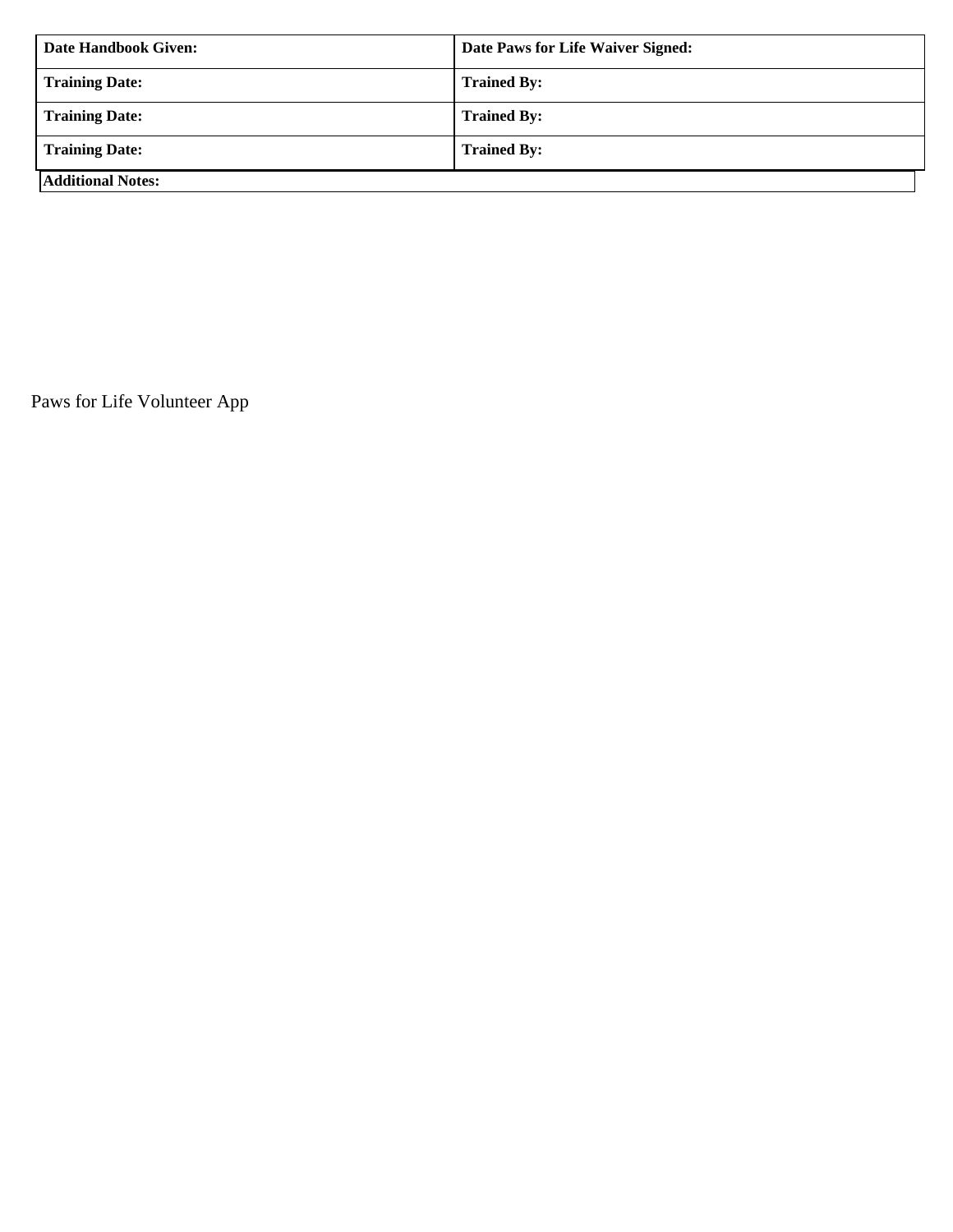| | |
|---|---|
| **Date Handbook Given:** | **Date Paws for Life Waiver Signed:** |
| **Training Date:** | **Trained By:** |
| **Training Date:** | **Trained By:** |
| **Training Date:** | **Trained By:** |
| **Additional Notes:** | |